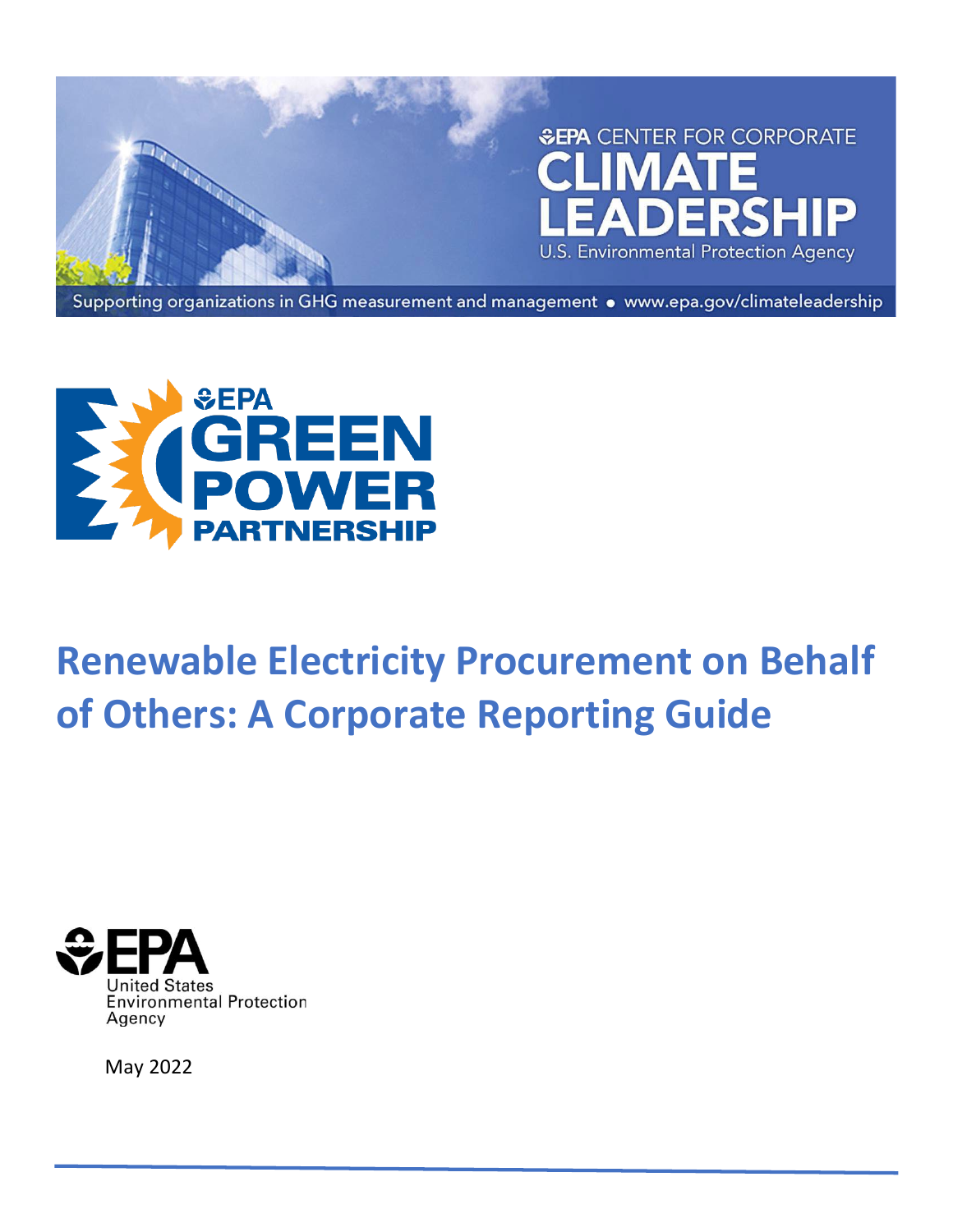EPA CENTER FOR CORPORATE CLIMATE LEADERSHIP

U.S. Environmental Protection Agency

Supporting organizations in GHG measurement and management • www.epa.gov/climateleadership

EPA GREEN POWER PARTNERSHIP

# Renewable Electricity Procurement on Behalf of Others: A Corporate Reporting Guide

EPA United States Environmental Protection Agency

May 2022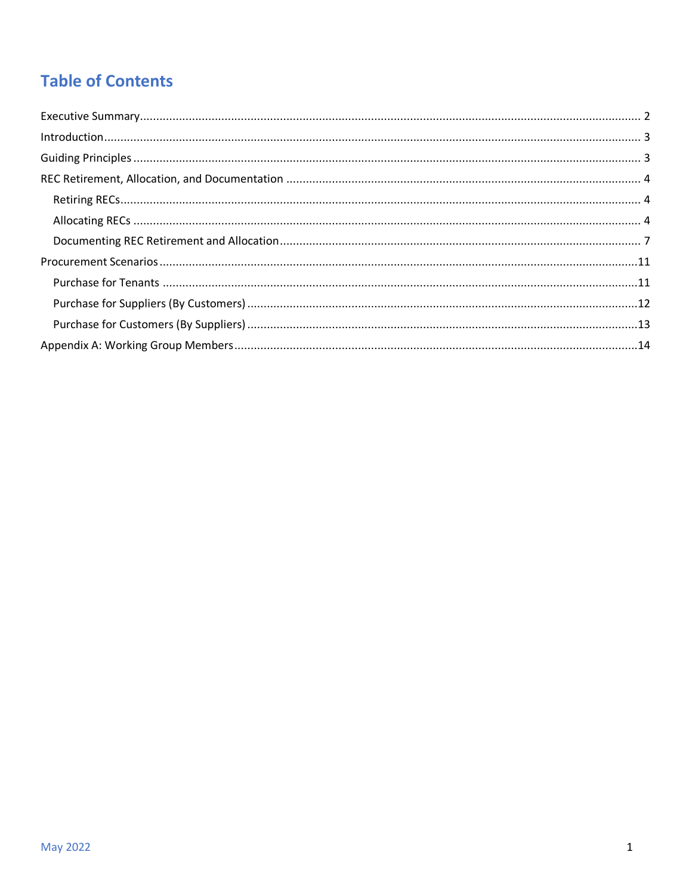# Table of Contents

Executive Summary ........ 2
Introduction ........ 3
Guiding Principles ........ 3
REC Retirement, Allocation, and Documentation ........ 4
- Retiring RECs ........ 4
- Allocating RECs ........ 4
- Documenting REC Retirement and Allocation ........ 7

Procurement Scenarios ........ 11
- Purchase for Tenants ........ 11
- Purchase for Suppliers (By Customers) ........ 12
- Purchase for Customers (By Suppliers) ........ 13

Appendix A: Working Group Members ........ 14

May 2022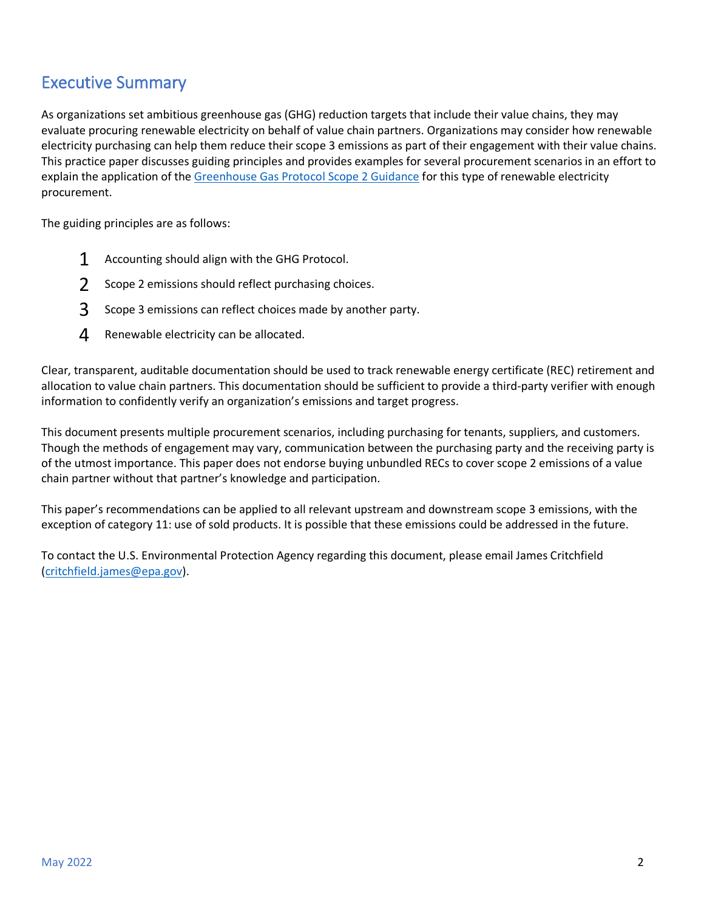# Executive Summary

As organizations set ambitious greenhouse gas (GHG) reduction targets that include their value chains, they may evaluate procuring renewable electricity on behalf of value chain partners. Organizations may consider how renewable electricity purchasing can help them reduce their scope 3 emissions as part of their engagement with their value chains. This practice paper discusses guiding principles and provides examples for several procurement scenarios in an effort to explain the application of the [Greenhouse Gas Protocol Scope 2 Guidance](#) for this type of renewable electricity procurement.

The guiding principles are as follows:

1. Accounting should align with the GHG Protocol.
2. Scope 2 emissions should reflect purchasing choices.
3. Scope 3 emissions can reflect choices made by another party.
4. Renewable electricity can be allocated.

Clear, transparent, auditable documentation should be used to track renewable energy certificate (REC) retirement and allocation to value chain partners. This documentation should be sufficient to provide a third-party verifier with enough information to confidently verify an organization's emissions and target progress.

This document presents multiple procurement scenarios, including purchasing for tenants, suppliers, and customers. Though the methods of engagement may vary, communication between the purchasing party and the receiving party is of the utmost importance. This paper does not endorse buying unbundled RECs to cover scope 2 emissions of a value chain partner without that partner's knowledge and participation.

This paper's recommendations can be applied to all relevant upstream and downstream scope 3 emissions, with the exception of category 11: use of sold products. It is possible that these emissions could be addressed in the future.

To contact the U.S. Environmental Protection Agency regarding this document, please email James Critchfield (critchfield.james@epa.gov).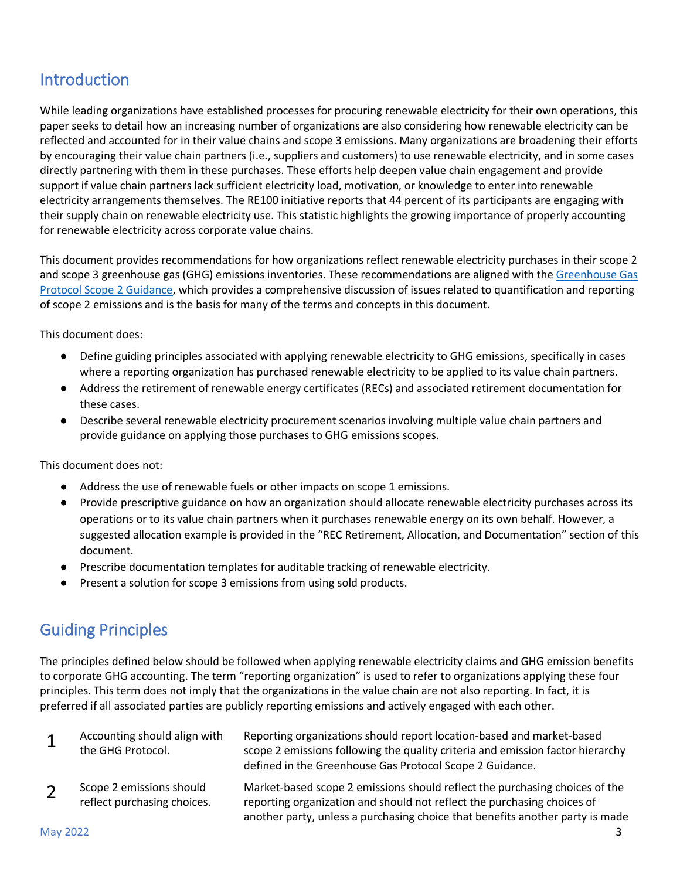## Introduction

While leading organizations have established processes for procuring renewable electricity for their own operations, this paper seeks to detail how an increasing number of organizations are also considering how renewable electricity can be reflected and accounted for in their value chains and scope 3 emissions. Many organizations are broadening their efforts by encouraging their value chain partners (i.e., suppliers and customers) to use renewable electricity, and in some cases directly partnering with them in these purchases. These efforts help deepen value chain engagement and provide support if value chain partners lack sufficient electricity load, motivation, or knowledge to enter into renewable electricity arrangements themselves. The RE100 initiative reports that 44 percent of its participants are engaging with their supply chain on renewable electricity use. This statistic highlights the growing importance of properly accounting for renewable electricity across corporate value chains.

This document provides recommendations for how organizations reflect renewable electricity purchases in their scope 2 and scope 3 greenhouse gas (GHG) emissions inventories. These recommendations are aligned with the Greenhouse Gas Protocol Scope 2 Guidance, which provides a comprehensive discussion of issues related to quantification and reporting of scope 2 emissions and is the basis for many of the terms and concepts in this document.

This document does:

- Define guiding principles associated with applying renewable electricity to GHG emissions, specifically in cases where a reporting organization has purchased renewable electricity to be applied to its value chain partners.
- Address the retirement of renewable energy certificates (RECs) and associated retirement documentation for these cases.
- Describe several renewable electricity procurement scenarios involving multiple value chain partners and provide guidance on applying those purchases to GHG emissions scopes.

This document does not:

- Address the use of renewable fuels or other impacts on scope 1 emissions.
- Provide prescriptive guidance on how an organization should allocate renewable electricity purchases across its operations or to its value chain partners when it purchases renewable energy on its own behalf. However, a suggested allocation example is provided in the "REC Retirement, Allocation, and Documentation" section of this document.
- Prescribe documentation templates for auditable tracking of renewable electricity.
- Present a solution for scope 3 emissions from using sold products.

## Guiding Principles

The principles defined below should be followed when applying renewable electricity claims and GHG emission benefits to corporate GHG accounting. The term "reporting organization" is used to refer to organizations applying these four principles. This term does not imply that the organizations in the value chain are not also reporting. In fact, it is preferred if all associated parties are publicly reporting emissions and actively engaged with each other.

| | | |
|---|---|---|
| 1 | Accounting should align with the GHG Protocol. | Reporting organizations should report location-based and market-based scope 2 emissions following the quality criteria and emission factor hierarchy defined in the Greenhouse Gas Protocol Scope 2 Guidance. |
| 2 | Scope 2 emissions should reflect purchasing choices. | Market-based scope 2 emissions should reflect the purchasing choices of the reporting organization and should not reflect the purchasing choices of another party, unless a purchasing choice that benefits another party is made |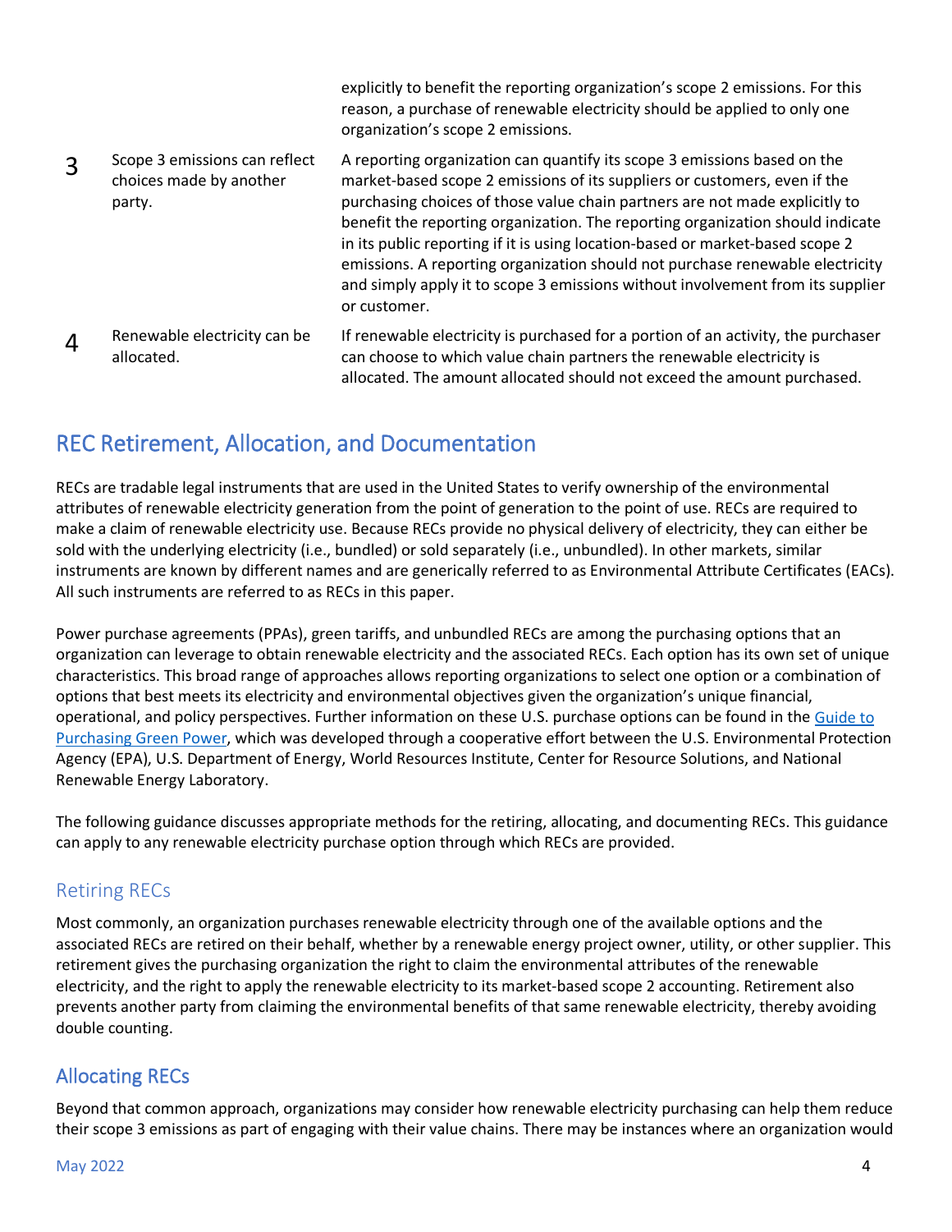| | | |
|---|---|---|
| | | explicitly to benefit the reporting organization's scope 2 emissions. For this reason, a purchase of renewable electricity should be applied to only one organization's scope 2 emissions. |
| 3 | Scope 3 emissions can reflect choices made by another party. | A reporting organization can quantify its scope 3 emissions based on the market-based scope 2 emissions of its suppliers or customers, even if the purchasing choices of those value chain partners are not made explicitly to benefit the reporting organization. The reporting organization should indicate in its public reporting if it is using location-based or market-based scope 2 emissions. A reporting organization should not purchase renewable electricity and simply apply it to scope 3 emissions without involvement from its supplier or customer. |
| 4 | Renewable electricity can be allocated. | If renewable electricity is purchased for a portion of an activity, the purchaser can choose to which value chain partners the renewable electricity is allocated. The amount allocated should not exceed the amount purchased. |

## REC Retirement, Allocation, and Documentation

RECs are tradable legal instruments that are used in the United States to verify ownership of the environmental attributes of renewable electricity generation from the point of generation to the point of use. RECs are required to make a claim of renewable electricity use. Because RECs provide no physical delivery of electricity, they can either be sold with the underlying electricity (i.e., bundled) or sold separately (i.e., unbundled). In other markets, similar instruments are known by different names and are generically referred to as Environmental Attribute Certificates (EACs). All such instruments are referred to as RECs in this paper.

Power purchase agreements (PPAs), green tariffs, and unbundled RECs are among the purchasing options that an organization can leverage to obtain renewable electricity and the associated RECs. Each option has its own set of unique characteristics. This broad range of approaches allows reporting organizations to select one option or a combination of options that best meets its electricity and environmental objectives given the organization's unique financial, operational, and policy perspectives. Further information on these U.S. purchase options can be found in the Guide to Purchasing Green Power, which was developed through a cooperative effort between the U.S. Environmental Protection Agency (EPA), U.S. Department of Energy, World Resources Institute, Center for Resource Solutions, and National Renewable Energy Laboratory.

The following guidance discusses appropriate methods for the retiring, allocating, and documenting RECs. This guidance can apply to any renewable electricity purchase option through which RECs are provided.

### Retiring RECs

Most commonly, an organization purchases renewable electricity through one of the available options and the associated RECs are retired on their behalf, whether by a renewable energy project owner, utility, or other supplier. This retirement gives the purchasing organization the right to claim the environmental attributes of the renewable electricity, and the right to apply the renewable electricity to its market-based scope 2 accounting. Retirement also prevents another party from claiming the environmental benefits of that same renewable electricity, thereby avoiding double counting.

### Allocating RECs

Beyond that common approach, organizations may consider how renewable electricity purchasing can help them reduce their scope 3 emissions as part of engaging with their value chains. There may be instances where an organization would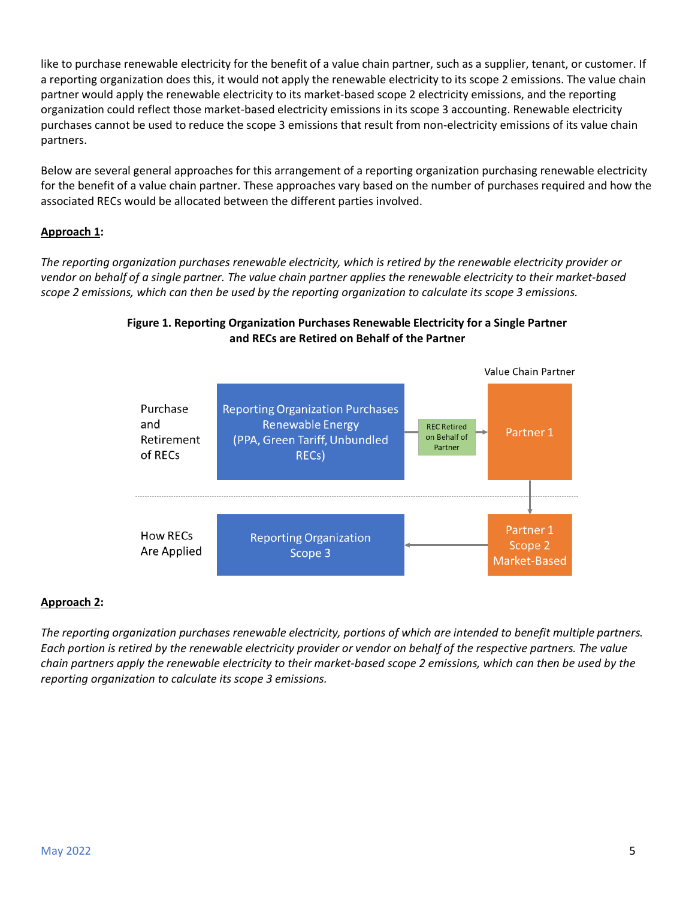like to purchase renewable electricity for the benefit of a value chain partner, such as a supplier, tenant, or customer. If a reporting organization does this, it would not apply the renewable electricity to its scope 2 emissions. The value chain partner would apply the renewable electricity to its market-based scope 2 electricity emissions, and the reporting organization could reflect those market-based electricity emissions in its scope 3 accounting. Renewable electricity purchases cannot be used to reduce the scope 3 emissions that result from non-electricity emissions of its value chain partners.

Below are several general approaches for this arrangement of a reporting organization purchasing renewable electricity for the benefit of a value chain partner. These approaches vary based on the number of purchases required and how the associated RECs would be allocated between the different parties involved.

**Approach 1**:

*The reporting organization purchases renewable electricity, which is retired by the renewable electricity provider or vendor on behalf of a single partner. The value chain partner applies the renewable electricity to their market-based scope 2 emissions, which can then be used by the reporting organization to calculate its scope 3 emissions.*

**Figure 1. Reporting Organization Purchases Renewable Electricity for a Single Partner and RECs are Retired on Behalf of the Partner**

Value Chain Partner

Purchase and Retirement of RECs: Reporting Organization Purchases Renewable Energy (PPA, Green Tariff, Unbundled RECs) → REC Retired on Behalf of Partner → Partner 1

How RECs Are Applied: Partner 1 Scope 2 Market-Based → Reporting Organization Scope 3

**Approach 2**:

*The reporting organization purchases renewable electricity, portions of which are intended to benefit multiple partners. Each portion is retired by the renewable electricity provider or vendor on behalf of the respective partners. The value chain partners apply the renewable electricity to their market-based scope 2 emissions, which can then be used by the reporting organization to calculate its scope 3 emissions.*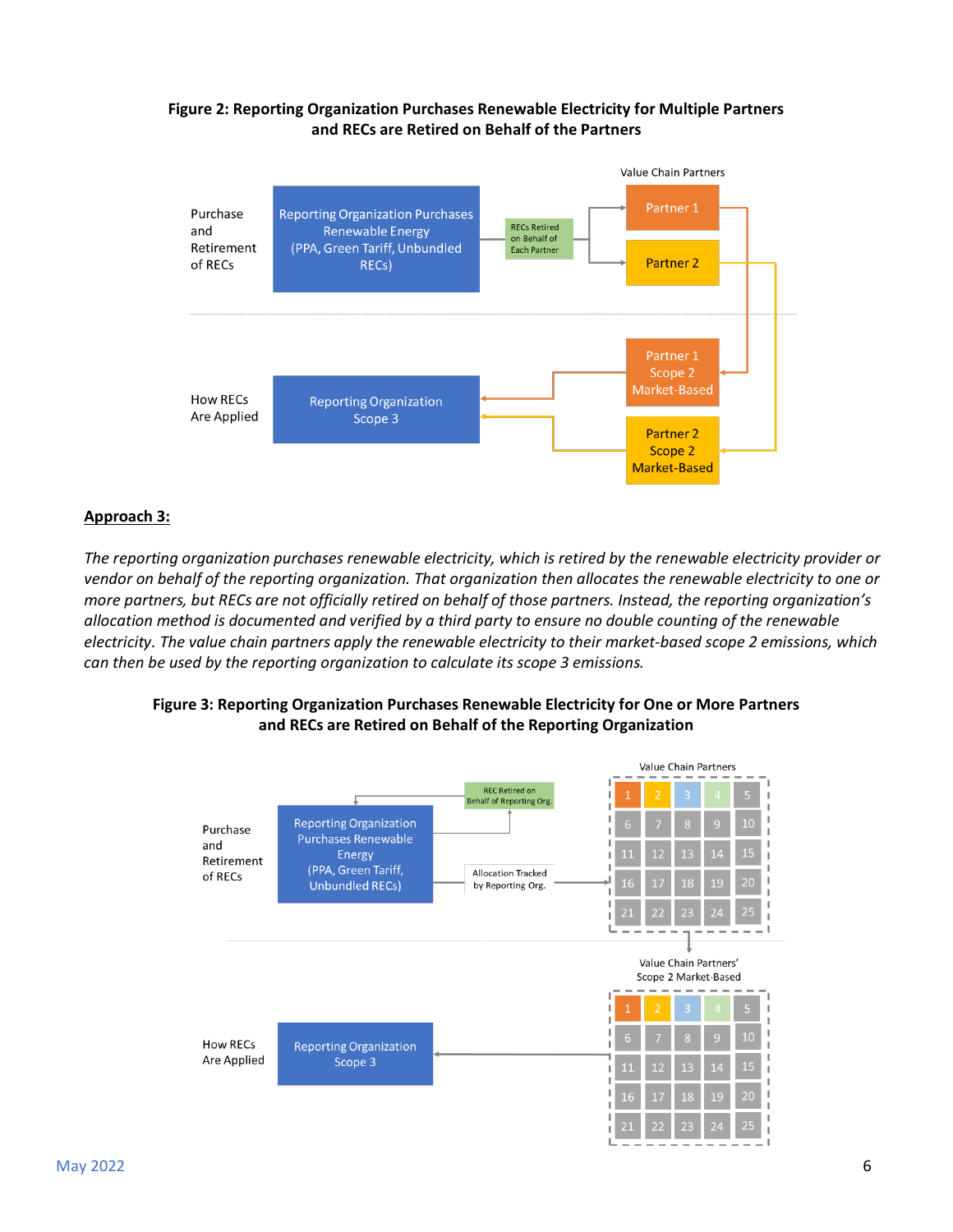**Figure 2: Reporting Organization Purchases Renewable Electricity for Multiple Partners and RECs are Retired on Behalf of the Partners**

Value Chain Partners

Purchase and Retirement of RECs

Reporting Organization Purchases Renewable Energy (PPA, Green Tariff, Unbundled RECs)

RECs Retired on Behalf of Each Partner

Partner 1

Partner 2

How RECs Are Applied

Reporting Organization Scope 3

Partner 1 Scope 2 Market-Based

Partner 2 Scope 2 Market-Based

<u>**Approach 3:**</u>

*The reporting organization purchases renewable electricity, which is retired by the renewable electricity provider or vendor on behalf of the reporting organization. That organization then allocates the renewable electricity to one or more partners, but RECs are not officially retired on behalf of those partners. Instead, the reporting organization's allocation method is documented and verified by a third party to ensure no double counting of the renewable electricity. The value chain partners apply the renewable electricity to their market-based scope 2 emissions, which can then be used by the reporting organization to calculate its scope 3 emissions.*

**Figure 3: Reporting Organization Purchases Renewable Electricity for One or More Partners and RECs are Retired on Behalf of the Reporting Organization**

Purchase and Retirement of RECs

Reporting Organization Purchases Renewable Energy (PPA, Green Tariff, Unbundled RECs)

REC Retired on Behalf of Reporting Org.

Allocation Tracked by Reporting Org.

Value Chain Partners

1 2 3 4 5 6 7 8 9 10 11 12 13 14 15 16 17 18 19 20 21 22 23 24 25

How RECs Are Applied

Reporting Organization Scope 3

Value Chain Partners' Scope 2 Market-Based

1 2 3 4 5 6 7 8 9 10 11 12 13 14 15 16 17 18 19 20 21 22 23 24 25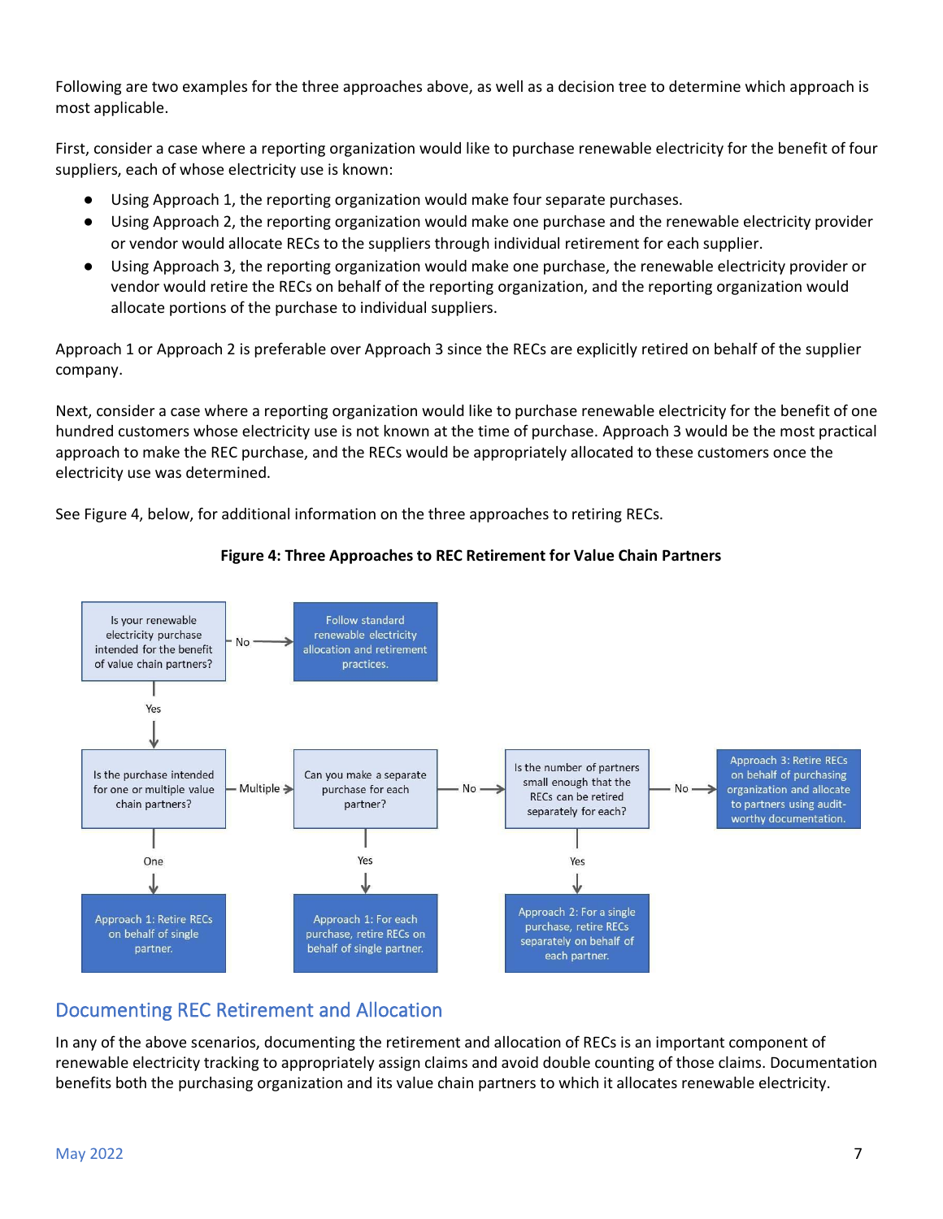Following are two examples for the three approaches above, as well as a decision tree to determine which approach is most applicable.

First, consider a case where a reporting organization would like to purchase renewable electricity for the benefit of four suppliers, each of whose electricity use is known:

- Using Approach 1, the reporting organization would make four separate purchases.
- Using Approach 2, the reporting organization would make one purchase and the renewable electricity provider or vendor would allocate RECs to the suppliers through individual retirement for each supplier.
- Using Approach 3, the reporting organization would make one purchase, the renewable electricity provider or vendor would retire the RECs on behalf of the reporting organization, and the reporting organization would allocate portions of the purchase to individual suppliers.

Approach 1 or Approach 2 is preferable over Approach 3 since the RECs are explicitly retired on behalf of the supplier company.

Next, consider a case where a reporting organization would like to purchase renewable electricity for the benefit of one hundred customers whose electricity use is not known at the time of purchase. Approach 3 would be the most practical approach to make the REC purchase, and the RECs would be appropriately allocated to these customers once the electricity use was determined.

See Figure 4, below, for additional information on the three approaches to retiring RECs.

**Figure 4: Three Approaches to REC Retirement for Value Chain Partners**

- Is your renewable electricity purchase intended for the benefit of value chain partners?
  - No → Follow standard renewable electricity allocation and retirement practices.
  - Yes → Is the purchase intended for one or multiple value chain partners?
    - One → Approach 1: Retire RECs on behalf of single partner.
    - Multiple → Can you make a separate purchase for each partner?
      - Yes → Approach 1: For each purchase, retire RECs on behalf of single partner.
      - No → Is the number of partners small enough that the RECs can be retired separately for each?
        - Yes → Approach 2: For a single purchase, retire RECs separately on behalf of each partner.
        - No → Approach 3: Retire RECs on behalf of purchasing organization and allocate to partners using audit-worthy documentation.

## Documenting REC Retirement and Allocation

In any of the above scenarios, documenting the retirement and allocation of RECs is an important component of renewable electricity tracking to appropriately assign claims and avoid double counting of those claims. Documentation benefits both the purchasing organization and its value chain partners to which it allocates renewable electricity.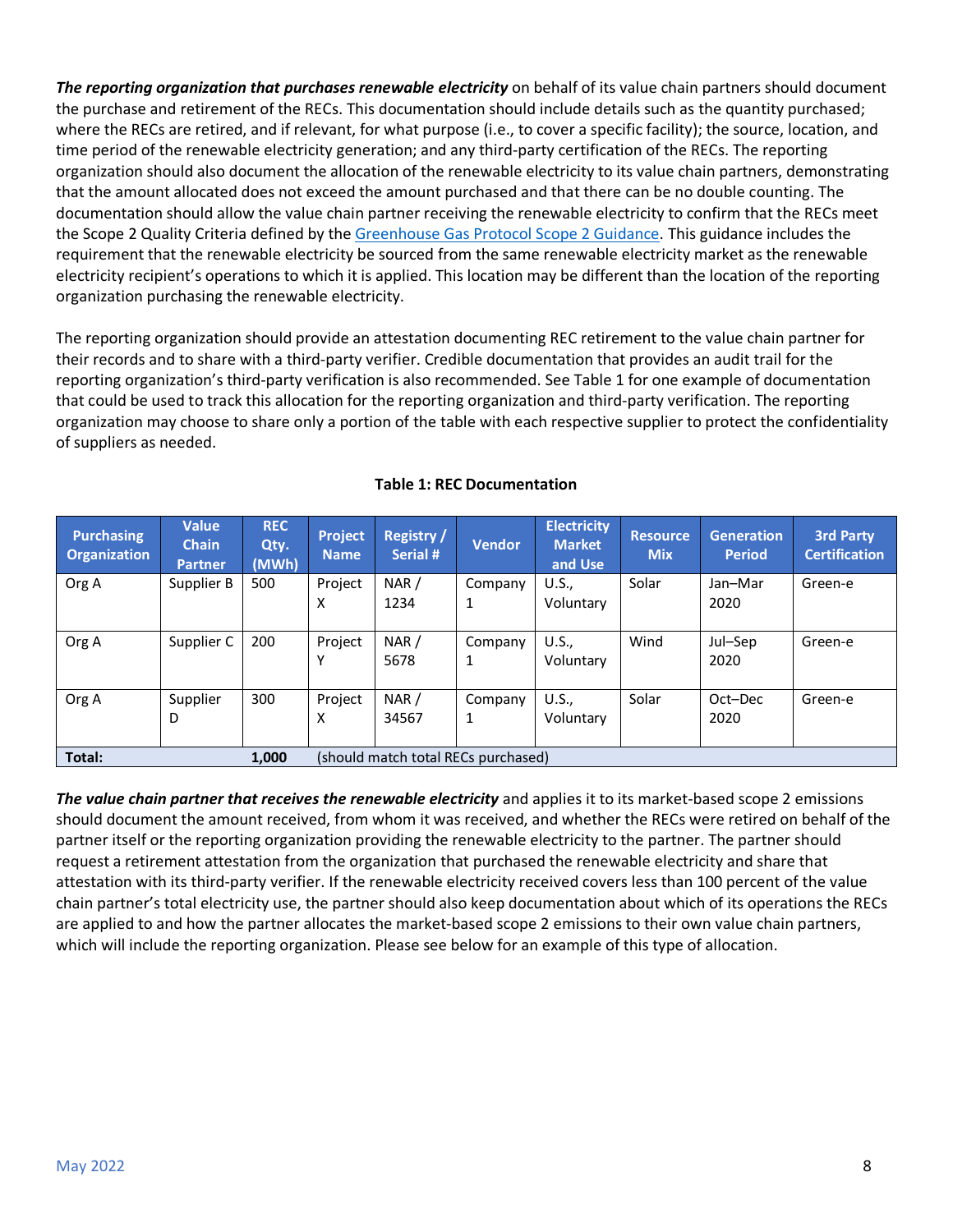***The reporting organization that purchases renewable electricity*** on behalf of its value chain partners should document the purchase and retirement of the RECs. This documentation should include details such as the quantity purchased; where the RECs are retired, and if relevant, for what purpose (i.e., to cover a specific facility); the source, location, and time period of the renewable electricity generation; and any third-party certification of the RECs. The reporting organization should also document the allocation of the renewable electricity to its value chain partners, demonstrating that the amount allocated does not exceed the amount purchased and that there can be no double counting. The documentation should allow the value chain partner receiving the renewable electricity to confirm that the RECs meet the Scope 2 Quality Criteria defined by the Greenhouse Gas Protocol Scope 2 Guidance. This guidance includes the requirement that the renewable electricity be sourced from the same renewable electricity market as the renewable electricity recipient's operations to which it is applied. This location may be different than the location of the reporting organization purchasing the renewable electricity.

The reporting organization should provide an attestation documenting REC retirement to the value chain partner for their records and to share with a third-party verifier. Credible documentation that provides an audit trail for the reporting organization's third-party verification is also recommended. See Table 1 for one example of documentation that could be used to track this allocation for the reporting organization and third-party verification. The reporting organization may choose to share only a portion of the table with each respective supplier to protect the confidentiality of suppliers as needed.

**Table 1: REC Documentation**

| Purchasing Organization | Value Chain Partner | REC Qty. (MWh) | Project Name | Registry / Serial # | Vendor | Electricity Market and Use | Resource Mix | Generation Period | 3rd Party Certification |
|---|---|---|---|---|---|---|---|---|---|
| Org A | Supplier B | 500 | Project X | NAR / 1234 | Company 1 | U.S., Voluntary | Solar | Jan–Mar 2020 | Green-e |
| Org A | Supplier C | 200 | Project Y | NAR / 5678 | Company 1 | U.S., Voluntary | Wind | Jul–Sep 2020 | Green-e |
| Org A | Supplier D | 300 | Project X | NAR / 34567 | Company 1 | U.S., Voluntary | Solar | Oct–Dec 2020 | Green-e |
| **Total:** | | **1,000** | (should match total RECs purchased) | | | | | | |

***The value chain partner that receives the renewable electricity*** and applies it to its market-based scope 2 emissions should document the amount received, from whom it was received, and whether the RECs were retired on behalf of the partner itself or the reporting organization providing the renewable electricity to the partner. The partner should request a retirement attestation from the organization that purchased the renewable electricity and share that attestation with its third-party verifier. If the renewable electricity received covers less than 100 percent of the value chain partner's total electricity use, the partner should also keep documentation about which of its operations the RECs are applied to and how the partner allocates the market-based scope 2 emissions to their own value chain partners, which will include the reporting organization. Please see below for an example of this type of allocation.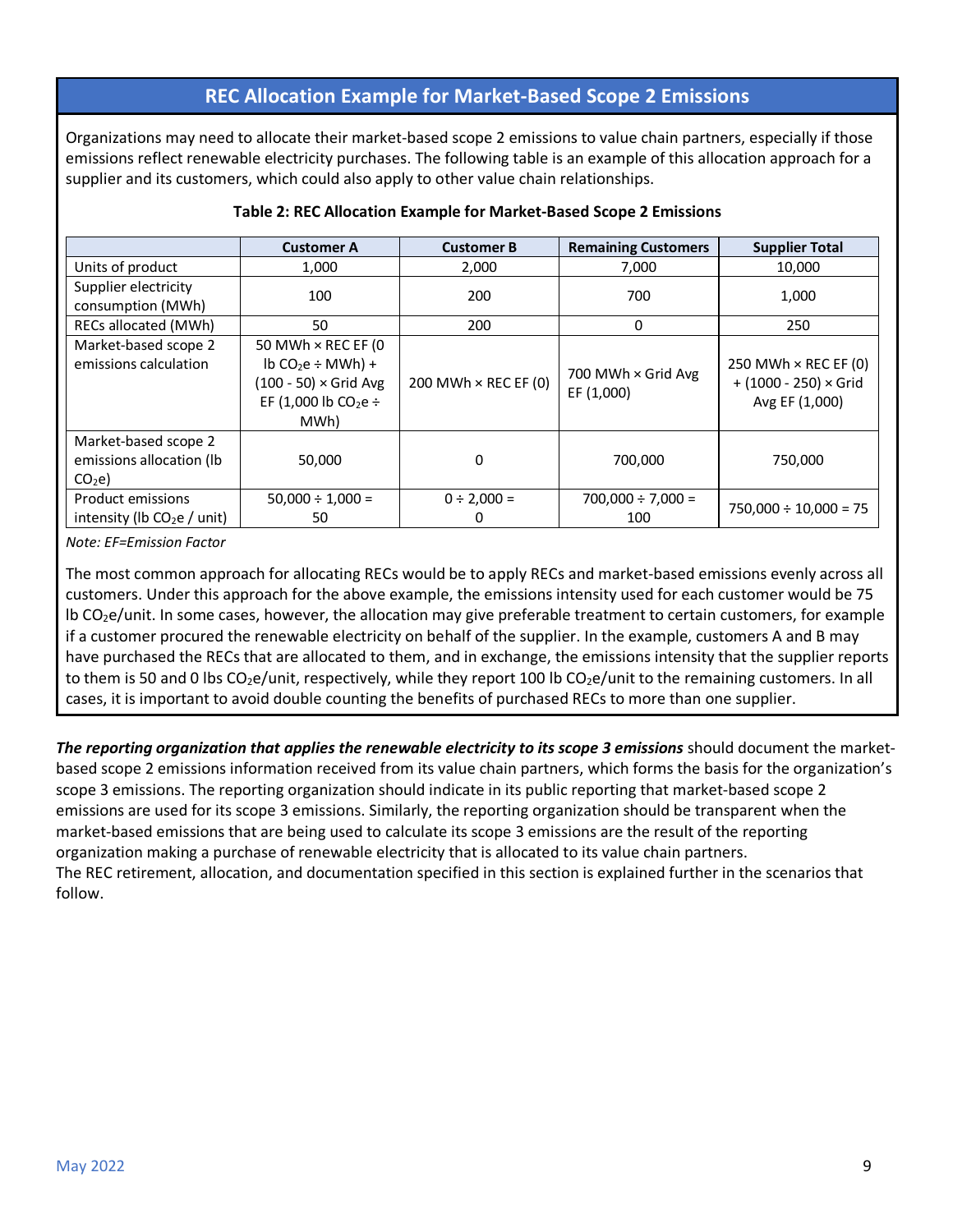## REC Allocation Example for Market-Based Scope 2 Emissions

Organizations may need to allocate their market-based scope 2 emissions to value chain partners, especially if those emissions reflect renewable electricity purchases. The following table is an example of this allocation approach for a supplier and its customers, which could also apply to other value chain relationships.

**Table 2: REC Allocation Example for Market-Based Scope 2 Emissions**

| | Customer A | Customer B | Remaining Customers | Supplier Total |
|---|---|---|---|---|
| Units of product | 1,000 | 2,000 | 7,000 | 10,000 |
| Supplier electricity consumption (MWh) | 100 | 200 | 700 | 1,000 |
| RECs allocated (MWh) | 50 | 200 | 0 | 250 |
| Market-based scope 2 emissions calculation | 50 MWh × REC EF (0 lb $CO_2e$ ÷ MWh) + (100 - 50) × Grid Avg EF (1,000 lb $CO_2e$ ÷ MWh) | 200 MWh × REC EF (0) | 700 MWh × Grid Avg EF (1,000) | 250 MWh × REC EF (0) + (1000 - 250) × Grid Avg EF (1,000) |
| Market-based scope 2 emissions allocation (lb $CO_2e$) | 50,000 | 0 | 700,000 | 750,000 |
| Product emissions intensity (lb $CO_2e$ / unit) | 50,000 ÷ 1,000 = 50 | 0 ÷ 2,000 = 0 | 700,000 ÷ 7,000 = 100 | 750,000 ÷ 10,000 = 75 |

*Note: EF=Emission Factor*

The most common approach for allocating RECs would be to apply RECs and market-based emissions evenly across all customers. Under this approach for the above example, the emissions intensity used for each customer would be 75 lb $CO_2e$/unit. In some cases, however, the allocation may give preferable treatment to certain customers, for example if a customer procured the renewable electricity on behalf of the supplier. In the example, customers A and B may have purchased the RECs that are allocated to them, and in exchange, the emissions intensity that the supplier reports to them is 50 and 0 lbs $CO_2e$/unit, respectively, while they report 100 lb $CO_2e$/unit to the remaining customers. In all cases, it is important to avoid double counting the benefits of purchased RECs to more than one supplier.

***The reporting organization that applies the renewable electricity to its scope 3 emissions*** should document the market-based scope 2 emissions information received from its value chain partners, which forms the basis for the organization's scope 3 emissions. The reporting organization should indicate in its public reporting that market-based scope 2 emissions are used for its scope 3 emissions. Similarly, the reporting organization should be transparent when the market-based emissions that are being used to calculate its scope 3 emissions are the result of the reporting organization making a purchase of renewable electricity that is allocated to its value chain partners.
The REC retirement, allocation, and documentation specified in this section is explained further in the scenarios that follow.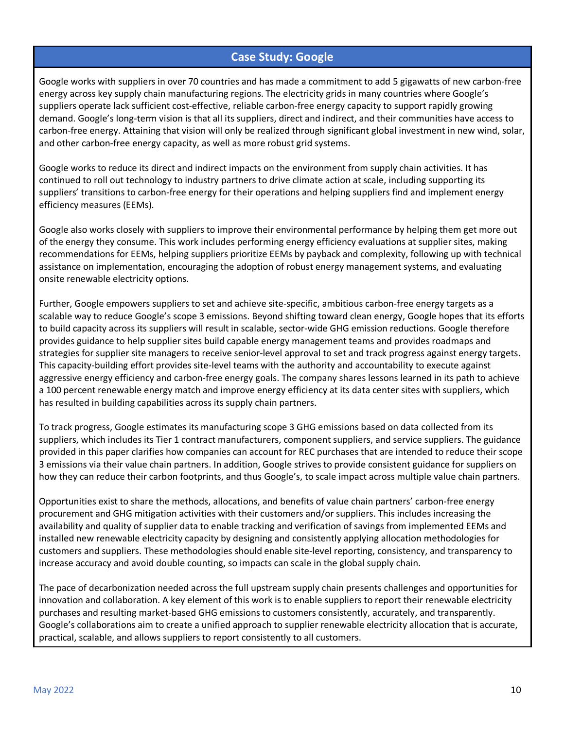## Case Study: Google

Google works with suppliers in over 70 countries and has made a commitment to add 5 gigawatts of new carbon-free energy across key supply chain manufacturing regions. The electricity grids in many countries where Google's suppliers operate lack sufficient cost-effective, reliable carbon-free energy capacity to support rapidly growing demand. Google's long-term vision is that all its suppliers, direct and indirect, and their communities have access to carbon-free energy. Attaining that vision will only be realized through significant global investment in new wind, solar, and other carbon-free energy capacity, as well as more robust grid systems.

Google works to reduce its direct and indirect impacts on the environment from supply chain activities. It has continued to roll out technology to industry partners to drive climate action at scale, including supporting its suppliers' transitions to carbon-free energy for their operations and helping suppliers find and implement energy efficiency measures (EEMs).

Google also works closely with suppliers to improve their environmental performance by helping them get more out of the energy they consume. This work includes performing energy efficiency evaluations at supplier sites, making recommendations for EEMs, helping suppliers prioritize EEMs by payback and complexity, following up with technical assistance on implementation, encouraging the adoption of robust energy management systems, and evaluating onsite renewable electricity options.

Further, Google empowers suppliers to set and achieve site-specific, ambitious carbon-free energy targets as a scalable way to reduce Google's scope 3 emissions. Beyond shifting toward clean energy, Google hopes that its efforts to build capacity across its suppliers will result in scalable, sector-wide GHG emission reductions. Google therefore provides guidance to help supplier sites build capable energy management teams and provides roadmaps and strategies for supplier site managers to receive senior-level approval to set and track progress against energy targets. This capacity-building effort provides site-level teams with the authority and accountability to execute against aggressive energy efficiency and carbon-free energy goals. The company shares lessons learned in its path to achieve a 100 percent renewable energy match and improve energy efficiency at its data center sites with suppliers, which has resulted in building capabilities across its supply chain partners.

To track progress, Google estimates its manufacturing scope 3 GHG emissions based on data collected from its suppliers, which includes its Tier 1 contract manufacturers, component suppliers, and service suppliers. The guidance provided in this paper clarifies how companies can account for REC purchases that are intended to reduce their scope 3 emissions via their value chain partners. In addition, Google strives to provide consistent guidance for suppliers on how they can reduce their carbon footprints, and thus Google's, to scale impact across multiple value chain partners.

Opportunities exist to share the methods, allocations, and benefits of value chain partners' carbon-free energy procurement and GHG mitigation activities with their customers and/or suppliers. This includes increasing the availability and quality of supplier data to enable tracking and verification of savings from implemented EEMs and installed new renewable electricity capacity by designing and consistently applying allocation methodologies for customers and suppliers. These methodologies should enable site-level reporting, consistency, and transparency to increase accuracy and avoid double counting, so impacts can scale in the global supply chain.

The pace of decarbonization needed across the full upstream supply chain presents challenges and opportunities for innovation and collaboration. A key element of this work is to enable suppliers to report their renewable electricity purchases and resulting market-based GHG emissions to customers consistently, accurately, and transparently. Google's collaborations aim to create a unified approach to supplier renewable electricity allocation that is accurate, practical, scalable, and allows suppliers to report consistently to all customers.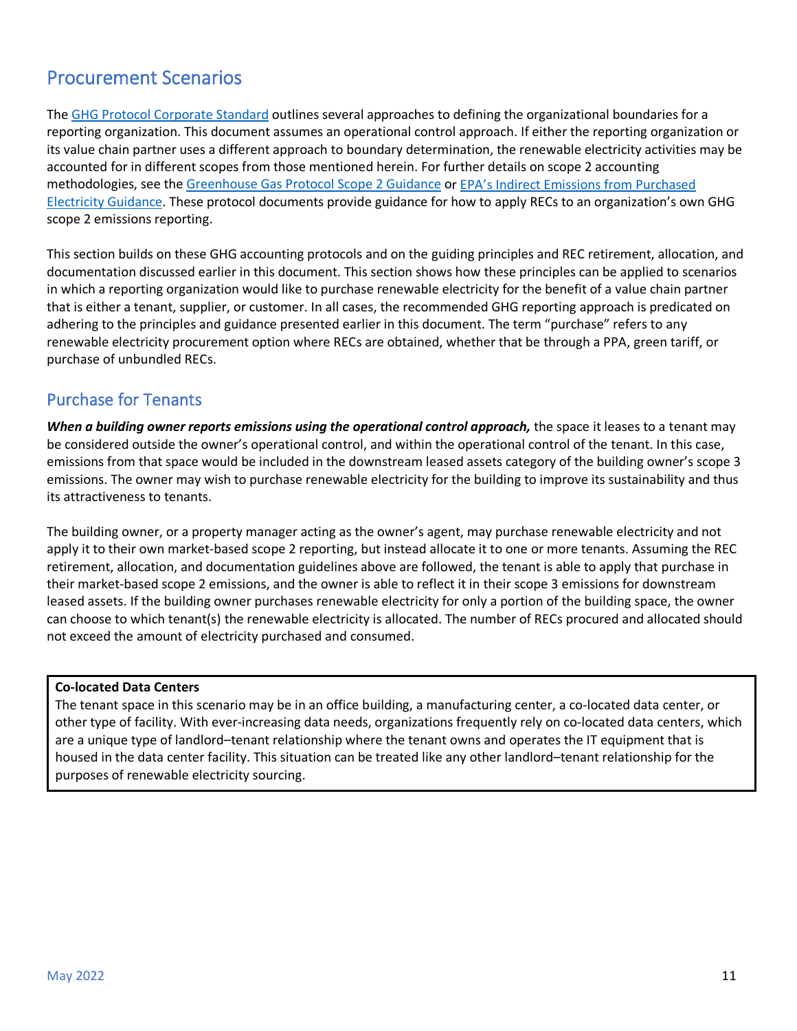## Procurement Scenarios

The [GHG Protocol Corporate Standard](#) outlines several approaches to defining the organizational boundaries for a reporting organization. This document assumes an operational control approach. If either the reporting organization or its value chain partner uses a different approach to boundary determination, the renewable electricity activities may be accounted for in different scopes from those mentioned herein. For further details on scope 2 accounting methodologies, see the [Greenhouse Gas Protocol Scope 2 Guidance](#) or [EPA's Indirect Emissions from Purchased Electricity Guidance](#). These protocol documents provide guidance for how to apply RECs to an organization's own GHG scope 2 emissions reporting.

This section builds on these GHG accounting protocols and on the guiding principles and REC retirement, allocation, and documentation discussed earlier in this document. This section shows how these principles can be applied to scenarios in which a reporting organization would like to purchase renewable electricity for the benefit of a value chain partner that is either a tenant, supplier, or customer. In all cases, the recommended GHG reporting approach is predicated on adhering to the principles and guidance presented earlier in this document. The term "purchase" refers to any renewable electricity procurement option where RECs are obtained, whether that be through a PPA, green tariff, or purchase of unbundled RECs.

### Purchase for Tenants

***When a building owner reports emissions using the operational control approach,*** the space it leases to a tenant may be considered outside the owner's operational control, and within the operational control of the tenant. In this case, emissions from that space would be included in the downstream leased assets category of the building owner's scope 3 emissions. The owner may wish to purchase renewable electricity for the building to improve its sustainability and thus its attractiveness to tenants.

The building owner, or a property manager acting as the owner's agent, may purchase renewable electricity and not apply it to their own market-based scope 2 reporting, but instead allocate it to one or more tenants. Assuming the REC retirement, allocation, and documentation guidelines above are followed, the tenant is able to apply that purchase in their market-based scope 2 emissions, and the owner is able to reflect it in their scope 3 emissions for downstream leased assets. If the building owner purchases renewable electricity for only a portion of the building space, the owner can choose to which tenant(s) the renewable electricity is allocated. The number of RECs procured and allocated should not exceed the amount of electricity purchased and consumed.

**Co-located Data Centers**
The tenant space in this scenario may be in an office building, a manufacturing center, a co-located data center, or other type of facility. With ever-increasing data needs, organizations frequently rely on co-located data centers, which are a unique type of landlord–tenant relationship where the tenant owns and operates the IT equipment that is housed in the data center facility. This situation can be treated like any other landlord–tenant relationship for the purposes of renewable electricity sourcing.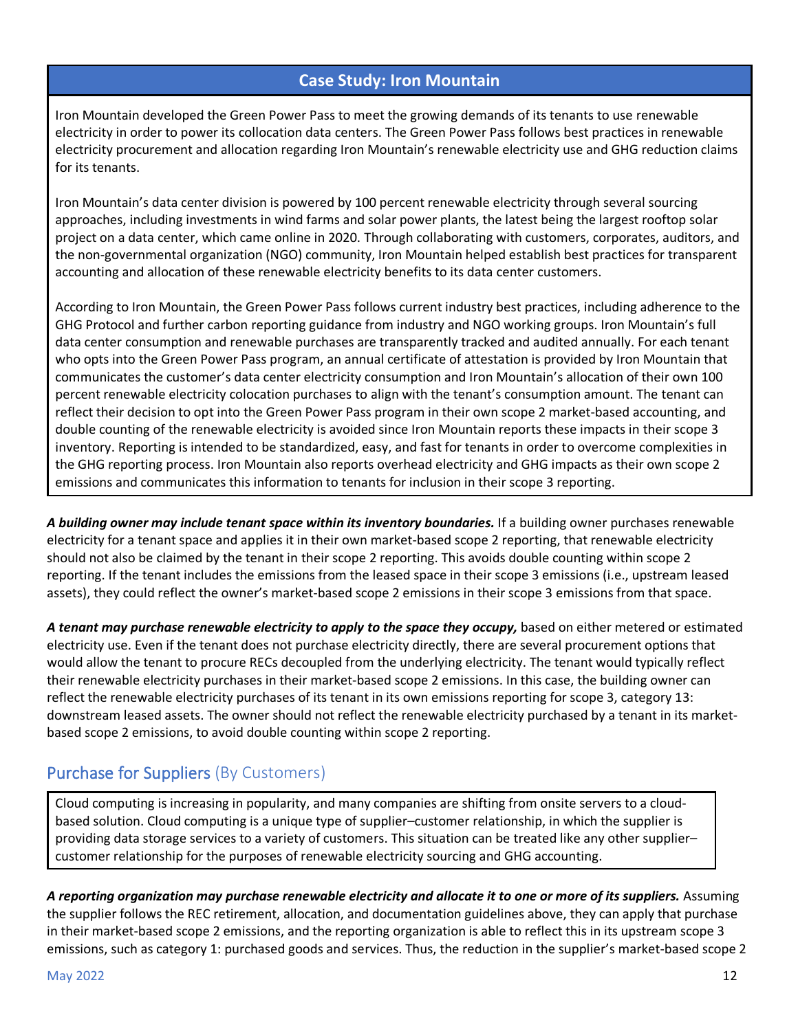### Case Study: Iron Mountain

Iron Mountain developed the Green Power Pass to meet the growing demands of its tenants to use renewable electricity in order to power its collocation data centers. The Green Power Pass follows best practices in renewable electricity procurement and allocation regarding Iron Mountain's renewable electricity use and GHG reduction claims for its tenants.

Iron Mountain's data center division is powered by 100 percent renewable electricity through several sourcing approaches, including investments in wind farms and solar power plants, the latest being the largest rooftop solar project on a data center, which came online in 2020. Through collaborating with customers, corporates, auditors, and the non-governmental organization (NGO) community, Iron Mountain helped establish best practices for transparent accounting and allocation of these renewable electricity benefits to its data center customers.

According to Iron Mountain, the Green Power Pass follows current industry best practices, including adherence to the GHG Protocol and further carbon reporting guidance from industry and NGO working groups. Iron Mountain's full data center consumption and renewable purchases are transparently tracked and audited annually. For each tenant who opts into the Green Power Pass program, an annual certificate of attestation is provided by Iron Mountain that communicates the customer's data center electricity consumption and Iron Mountain's allocation of their own 100 percent renewable electricity colocation purchases to align with the tenant's consumption amount. The tenant can reflect their decision to opt into the Green Power Pass program in their own scope 2 market-based accounting, and double counting of the renewable electricity is avoided since Iron Mountain reports these impacts in their scope 3 inventory. Reporting is intended to be standardized, easy, and fast for tenants in order to overcome complexities in the GHG reporting process. Iron Mountain also reports overhead electricity and GHG impacts as their own scope 2 emissions and communicates this information to tenants for inclusion in their scope 3 reporting.

***A building owner may include tenant space within its inventory boundaries.*** If a building owner purchases renewable electricity for a tenant space and applies it in their own market-based scope 2 reporting, that renewable electricity should not also be claimed by the tenant in their scope 2 reporting. This avoids double counting within scope 2 reporting. If the tenant includes the emissions from the leased space in their scope 3 emissions (i.e., upstream leased assets), they could reflect the owner's market-based scope 2 emissions in their scope 3 emissions from that space.

***A tenant may purchase renewable electricity to apply to the space they occupy,*** based on either metered or estimated electricity use. Even if the tenant does not purchase electricity directly, there are several procurement options that would allow the tenant to procure RECs decoupled from the underlying electricity. The tenant would typically reflect their renewable electricity purchases in their market-based scope 2 emissions. In this case, the building owner can reflect the renewable electricity purchases of its tenant in its own emissions reporting for scope 3, category 13: downstream leased assets. The owner should not reflect the renewable electricity purchased by a tenant in its market-based scope 2 emissions, to avoid double counting within scope 2 reporting.

## Purchase for Suppliers (By Customers)

Cloud computing is increasing in popularity, and many companies are shifting from onsite servers to a cloud-based solution. Cloud computing is a unique type of supplier–customer relationship, in which the supplier is providing data storage services to a variety of customers. This situation can be treated like any other supplier–customer relationship for the purposes of renewable electricity sourcing and GHG accounting.

***A reporting organization may purchase renewable electricity and allocate it to one or more of its suppliers.*** Assuming the supplier follows the REC retirement, allocation, and documentation guidelines above, they can apply that purchase in their market-based scope 2 emissions, and the reporting organization is able to reflect this in its upstream scope 3 emissions, such as category 1: purchased goods and services. Thus, the reduction in the supplier's market-based scope 2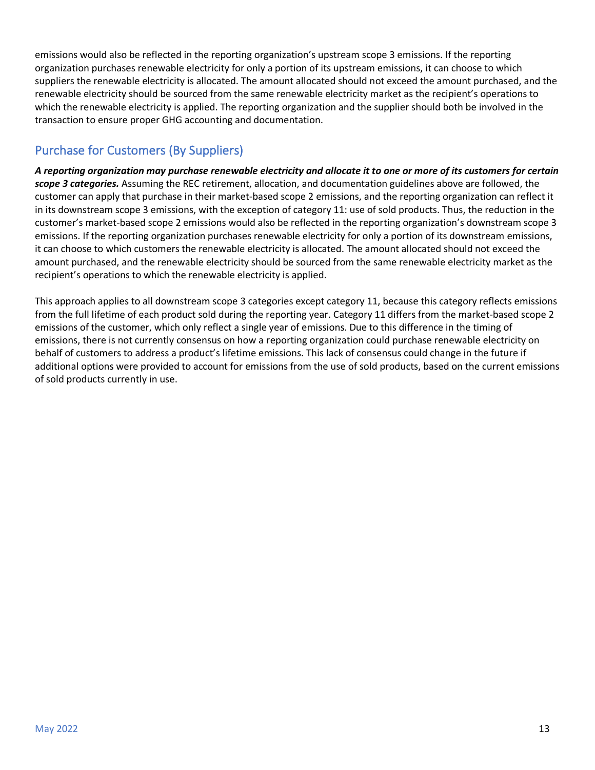emissions would also be reflected in the reporting organization's upstream scope 3 emissions. If the reporting organization purchases renewable electricity for only a portion of its upstream emissions, it can choose to which suppliers the renewable electricity is allocated. The amount allocated should not exceed the amount purchased, and the renewable electricity should be sourced from the same renewable electricity market as the recipient's operations to which the renewable electricity is applied. The reporting organization and the supplier should both be involved in the transaction to ensure proper GHG accounting and documentation.

## Purchase for Customers (By Suppliers)

***A reporting organization may purchase renewable electricity and allocate it to one or more of its customers for certain scope 3 categories.*** Assuming the REC retirement, allocation, and documentation guidelines above are followed, the customer can apply that purchase in their market-based scope 2 emissions, and the reporting organization can reflect it in its downstream scope 3 emissions, with the exception of category 11: use of sold products. Thus, the reduction in the customer's market-based scope 2 emissions would also be reflected in the reporting organization's downstream scope 3 emissions. If the reporting organization purchases renewable electricity for only a portion of its downstream emissions, it can choose to which customers the renewable electricity is allocated. The amount allocated should not exceed the amount purchased, and the renewable electricity should be sourced from the same renewable electricity market as the recipient's operations to which the renewable electricity is applied.

This approach applies to all downstream scope 3 categories except category 11, because this category reflects emissions from the full lifetime of each product sold during the reporting year. Category 11 differs from the market-based scope 2 emissions of the customer, which only reflect a single year of emissions. Due to this difference in the timing of emissions, there is not currently consensus on how a reporting organization could purchase renewable electricity on behalf of customers to address a product's lifetime emissions. This lack of consensus could change in the future if additional options were provided to account for emissions from the use of sold products, based on the current emissions of sold products currently in use.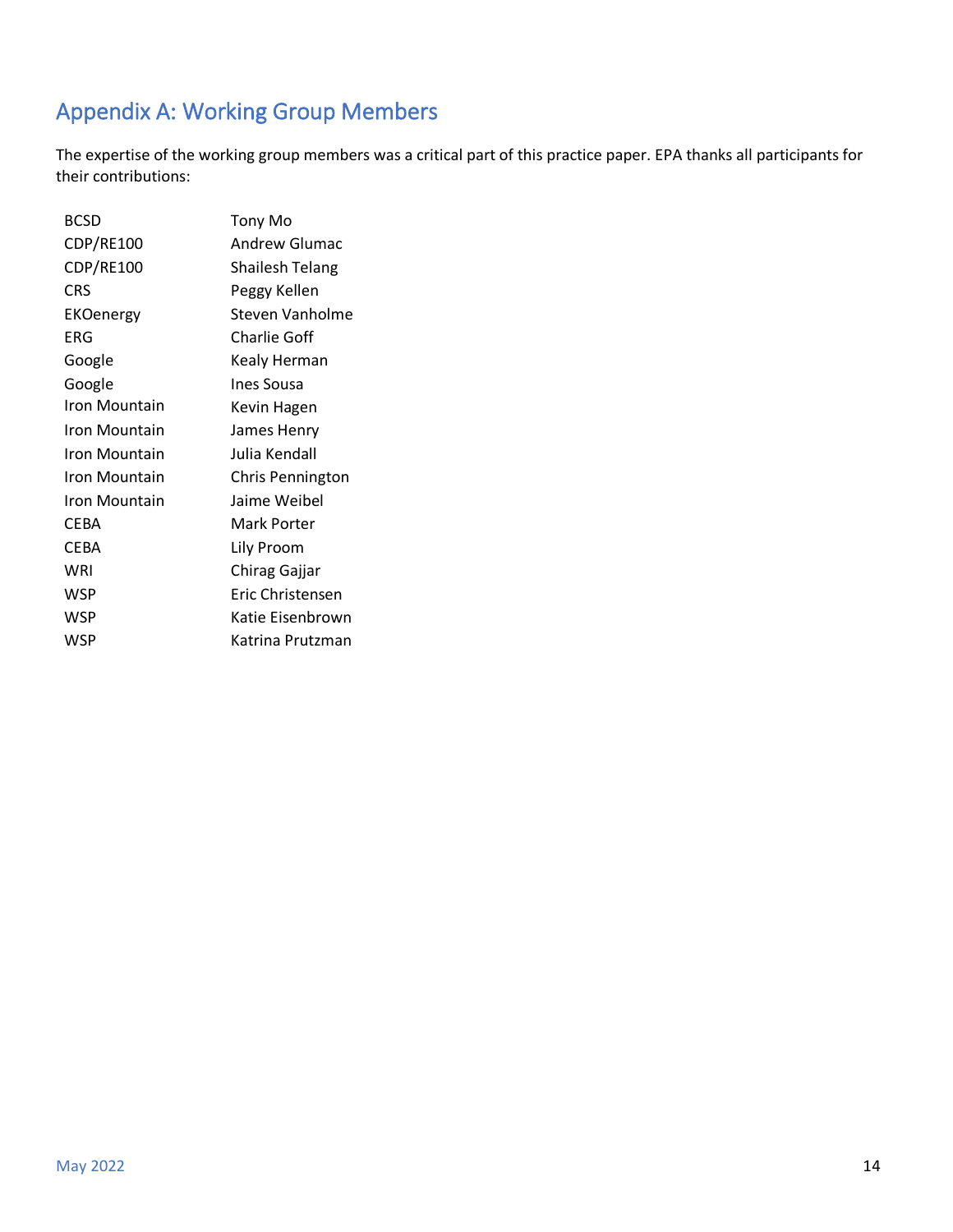## Appendix A: Working Group Members

The expertise of the working group members was a critical part of this practice paper. EPA thanks all participants for their contributions:

| | |
|---|---|
| BCSD | Tony Mo |
| CDP/RE100 | Andrew Glumac |
| CDP/RE100 | Shailesh Telang |
| CRS | Peggy Kellen |
| EKOenergy | Steven Vanholme |
| ERG | Charlie Goff |
| Google | Kealy Herman |
| Google | Ines Sousa |
| Iron Mountain | Kevin Hagen |
| Iron Mountain | James Henry |
| Iron Mountain | Julia Kendall |
| Iron Mountain | Chris Pennington |
| Iron Mountain | Jaime Weibel |
| CEBA | Mark Porter |
| CEBA | Lily Proom |
| WRI | Chirag Gajjar |
| WSP | Eric Christensen |
| WSP | Katie Eisenbrown |
| WSP | Katrina Prutzman |